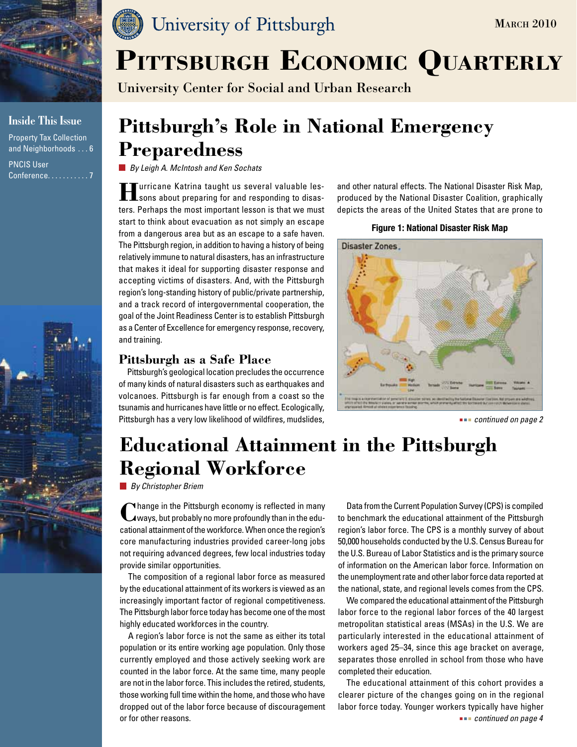# University of Pittsburgh

MARCH 2010

# PITTSBURGH ECONOMIC QUARTERLY

University Center for Social and Urban Research

**Inside This Issue**

Property Tax Collection and Neighborhoods . . . 6

PNCIS User Conference. . . . . . . . . . . 7

## Pittsburgh's Role in National Emergency Preparedness

*By Leigh A. McIntosh and Ken Sochats*

Hurricane Katrina taught us several valuable lessons about preparing for and responding to disasters. Perhaps the most important lesson is that we must start to think about evacuation as not simply an escape from a dangerous area but as an escape to a safe haven. The Pittsburgh region, in addition to having a history of being relatively immune to natural disasters, has an infrastructure that makes it ideal for supporting disaster response and accepting victims of disasters. And, with the Pittsburgh region's long-standing history of public/private partnership, and a track record of intergovernmental cooperation, the goal of the Joint Readiness Center is to establish Pittsburgh as a Center of Excellence for emergency response, recovery, and training.

### Pittsburgh as a Safe Place

Pittsburgh's geological location precludes the occurrence of many kinds of natural disasters such as earthquakes and volcanoes. Pittsburgh is far enough from a coast so the tsunamis and hurricanes have little or no effect. Ecologically, Pittsburgh has a very low likelihood of wildfires, mudslides, and other natural effects. The National Disaster Risk Map, produced by the National Disaster Coalition, graphically depicts the areas of the United States that are prone to

**Figure 1: National Disaster Risk Map**

*continued on page 2*

## Educational Attainment in the Pittsburgh Regional Workforce

*By Christopher Briem*

Change in the Pittsburgh economy is reflected in many ways, but probably no more profoundly than in the educational attainment of the workforce. When once the region's core manufacturing industries provided career-long jobs not requiring advanced degrees, few local industries today provide similar opportunities.

The composition of a regional labor force as measured by the educational attainment of its workers is viewed as an increasingly important factor of regional competitiveness. The Pittsburgh labor force today has become one of the most highly educated workforces in the country.

A region's labor force is not the same as either its total population or its entire working age population. Only those currently employed and those actively seeking work are counted in the labor force. At the same time, many people are not in the labor force. This includes the retired, students, those working full time within the home, and those who have dropped out of the labor force because of discouragement or for other reasons.

Data from the Current Population Survey (CPS) is compiled to benchmark the educational attainment of the Pittsburgh region's labor force. The CPS is a monthly survey of about 50,000 households conducted by the U.S. Census Bureau for the U.S. Bureau of Labor Statistics and is the primary source of information on the American labor force. Information on the unemployment rate and other labor force data reported at the national, state, and regional levels comes from the CPS.

We compared the educational attainment of the Pittsburgh labor force to the regional labor forces of the 40 largest metropolitan statistical areas (MSAs) in the U.S. We are particularly interested in the educational attainment of workers aged 25–34, since this age bracket on average, separates those enrolled in school from those who have completed their education.

The educational attainment of this cohort provides a clearer picture of the changes going on in the regional labor force today. Younger workers typically have higher

*continued on page 4*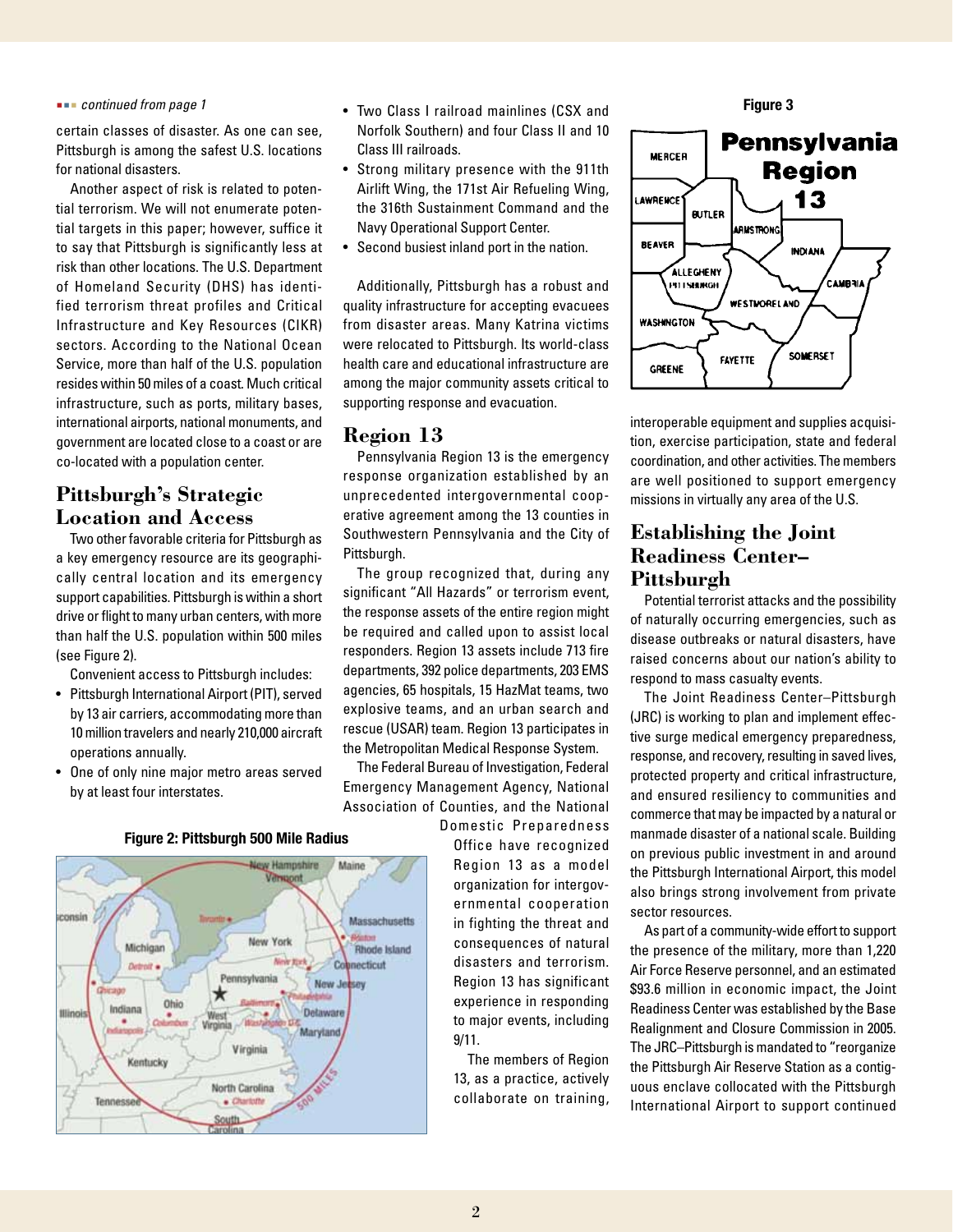*continued from page 1*

certain classes of disaster. As one can see, Pittsburgh is among the safest U.S. locations for national disasters.

Another aspect of risk is related to potential terrorism. We will not enumerate potential targets in this paper; however, suffice it to say that Pittsburgh is significantly less at risk than other locations. The U.S. Department of Homeland Security (DHS) has identified terrorism threat profiles and Critical Infrastructure and Key Resources (CIKR) sectors. According to the National Ocean Service, more than half of the U.S. population resides within 50 miles of a coast. Much critical infrastructure, such as ports, military bases, international airports, national monuments, and government are located close to a coast or are co-located with a population center.

## Pittsburgh's Strategic Location and Access

Two other favorable criteria for Pittsburgh as a key emergency resource are its geographically central location and its emergency support capabilities. Pittsburgh is within a short drive or flight to many urban centers, with more than half the U.S. population within 500 miles (see Figure 2).

Convenient access to Pittsburgh includes:

- Pittsburgh International Airport (PIT), served by 13 air carriers, accommodating more than 10 million travelers and nearly 210,000 aircraft operations annually.
- One of only nine major metro areas served by at least four interstates.
- Two Class I railroad mainlines (CSX and Norfolk Southern) and four Class II and 10 Class III railroads.
- Strong military presence with the 911th Airlift Wing, the 171st Air Refueling Wing, the 316th Sustainment Command and the Navy Operational Support Center.
- Second busiest inland port in the nation.

**Figure 2: Pittsburgh 500 Mile Radius**

Additionally, Pittsburgh has a robust and quality infrastructure for accepting evacuees from disaster areas. Many Katrina victims were relocated to Pittsburgh. Its world-class health care and educational infrastructure are among the major community assets critical to supporting response and evacuation.

## Region 13

Pennsylvania Region 13 is the emergency response organization established by an unprecedented intergovernmental cooperative agreement among the 13 counties in Southwestern Pennsylvania and the City of Pittsburgh.

The group recognized that, during any significant "All Hazards" or terrorism event, the response assets of the entire region might be required and called upon to assist local responders. Region 13 assets include 713 fire departments, 392 police departments, 203 EMS agencies, 65 hospitals, 15 HazMat teams, two explosive teams, and an urban search and rescue (USAR) team. Region 13 participates in the Metropolitan Medical Response System.

The Federal Bureau of Investigation, Federal Emergency Management Agency, National Association of Counties, and the National Domestic Preparedness Office have recognized Region 13 as a model organization for intergovernmental cooperation in fighting the threat and consequences of natural disasters and terrorism. Region 13 has significant experience in responding to major events, including 9/11.

The members of Region 13, as a practice, actively collaborate on training, interoperable equipment and supplies acquisition, exercise participation, state and federal coordination, and other activities. The members are well positioned to support emergency missions in virtually any area of the U.S.

**Figure 3**

## Establishing the Joint Readiness Center–Pittsburgh

Potential terrorist attacks and the possibility of naturally occurring emergencies, such as disease outbreaks or natural disasters, have raised concerns about our nation's ability to respond to mass casualty events.

The Joint Readiness Center–Pittsburgh (JRC) is working to plan and implement effective surge medical emergency preparedness, response, and recovery, resulting in saved lives, protected property and critical infrastructure, and ensured resiliency to communities and commerce that may be impacted by a natural or manmade disaster of a national scale. Building on previous public investment in and around the Pittsburgh International Airport, this model also brings strong involvement from private sector resources.

As part of a community-wide effort to support the presence of the military, more than 1,220 Air Force Reserve personnel, and an estimated $93.6 million in economic impact, the Joint Readiness Center was established by the Base Realignment and Closure Commission in 2005. The JRC–Pittsburgh is mandated to "reorganize the Pittsburgh Air Reserve Station as a contiguous enclave collocated with the Pittsburgh International Airport to support continued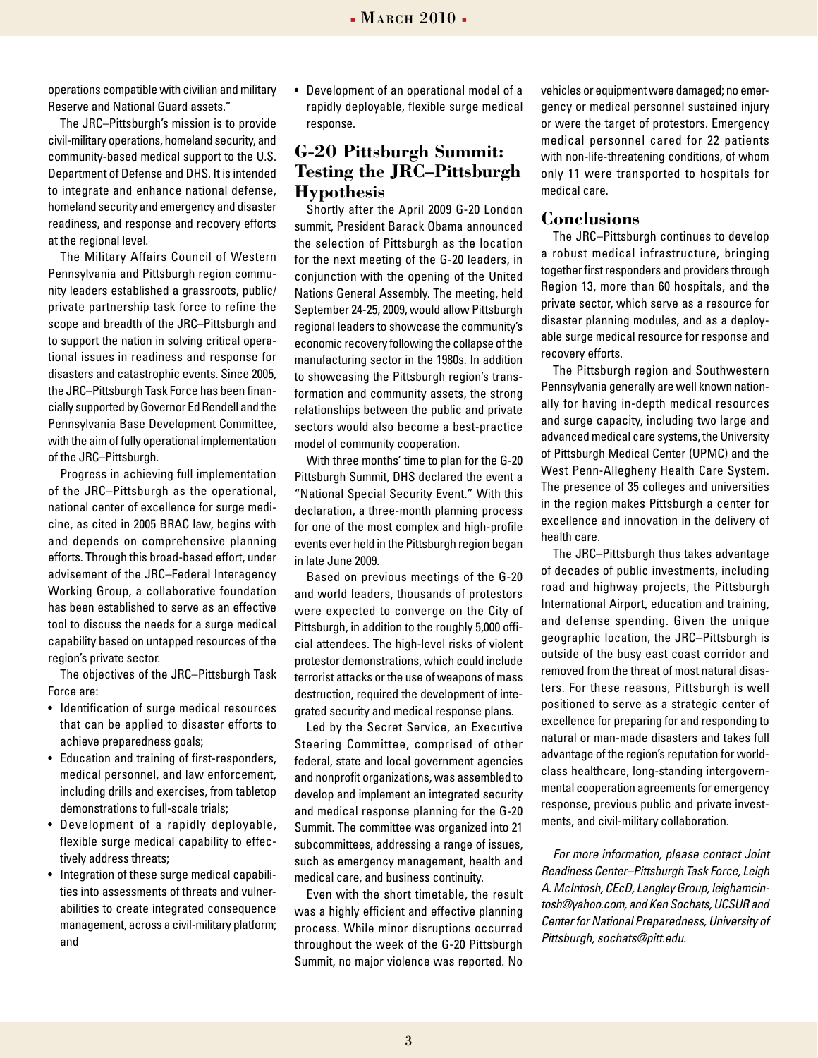operations compatible with civilian and military Reserve and National Guard assets."

The JRC–Pittsburgh's mission is to provide civil-military operations, homeland security, and community-based medical support to the U.S. Department of Defense and DHS. It is intended to integrate and enhance national defense, homeland security and emergency and disaster readiness, and response and recovery efforts at the regional level.

The Military Affairs Council of Western Pennsylvania and Pittsburgh region community leaders established a grassroots, public/private partnership task force to refine the scope and breadth of the JRC–Pittsburgh and to support the nation in solving critical operational issues in readiness and response for disasters and catastrophic events. Since 2005, the JRC–Pittsburgh Task Force has been financially supported by Governor Ed Rendell and the Pennsylvania Base Development Committee, with the aim of fully operational implementation of the JRC–Pittsburgh.

Progress in achieving full implementation of the JRC–Pittsburgh as the operational, national center of excellence for surge medicine, as cited in 2005 BRAC law, begins with and depends on comprehensive planning efforts. Through this broad-based effort, under advisement of the JRC–Federal Interagency Working Group, a collaborative foundation has been established to serve as an effective tool to discuss the needs for a surge medical capability based on untapped resources of the region's private sector.

The objectives of the JRC–Pittsburgh Task Force are:

- Identification of surge medical resources that can be applied to disaster efforts to achieve preparedness goals;
- Education and training of first-responders, medical personnel, and law enforcement, including drills and exercises, from tabletop demonstrations to full-scale trials;
- Development of a rapidly deployable, flexible surge medical capability to effectively address threats;
- Integration of these surge medical capabilities into assessments of threats and vulnerabilities to create integrated consequence management, across a civil-military platform; and
- Development of an operational model of a rapidly deployable, flexible surge medical response.

## G-20 Pittsburgh Summit: Testing the JRC–Pittsburgh Hypothesis

Shortly after the April 2009 G-20 London summit, President Barack Obama announced the selection of Pittsburgh as the location for the next meeting of the G-20 leaders, in conjunction with the opening of the United Nations General Assembly. The meeting, held September 24-25, 2009, would allow Pittsburgh regional leaders to showcase the community's economic recovery following the collapse of the manufacturing sector in the 1980s. In addition to showcasing the Pittsburgh region's transformation and community assets, the strong relationships between the public and private sectors would also become a best-practice model of community cooperation.

With three months' time to plan for the G-20 Pittsburgh Summit, DHS declared the event a "National Special Security Event." With this declaration, a three-month planning process for one of the most complex and high-profile events ever held in the Pittsburgh region began in late June 2009.

Based on previous meetings of the G-20 and world leaders, thousands of protestors were expected to converge on the City of Pittsburgh, in addition to the roughly 5,000 official attendees. The high-level risks of violent protestor demonstrations, which could include terrorist attacks or the use of weapons of mass destruction, required the development of integrated security and medical response plans.

Led by the Secret Service, an Executive Steering Committee, comprised of other federal, state and local government agencies and nonprofit organizations, was assembled to develop and implement an integrated security and medical response planning for the G-20 Summit. The committee was organized into 21 subcommittees, addressing a range of issues, such as emergency management, health and medical care, and business continuity.

Even with the short timetable, the result was a highly efficient and effective planning process. While minor disruptions occurred throughout the week of the G-20 Pittsburgh Summit, no major violence was reported. No vehicles or equipment were damaged; no emergency or medical personnel sustained injury or were the target of protestors. Emergency medical personnel cared for 22 patients with non-life-threatening conditions, of whom only 11 were transported to hospitals for medical care.

## Conclusions

The JRC–Pittsburgh continues to develop a robust medical infrastructure, bringing together first responders and providers through Region 13, more than 60 hospitals, and the private sector, which serve as a resource for disaster planning modules, and as a deployable surge medical resource for response and recovery efforts.

The Pittsburgh region and Southwestern Pennsylvania generally are well known nationally for having in-depth medical resources and surge capacity, including two large and advanced medical care systems, the University of Pittsburgh Medical Center (UPMC) and the West Penn-Allegheny Health Care System. The presence of 35 colleges and universities in the region makes Pittsburgh a center for excellence and innovation in the delivery of health care.

The JRC–Pittsburgh thus takes advantage of decades of public investments, including road and highway projects, the Pittsburgh International Airport, education and training, and defense spending. Given the unique geographic location, the JRC–Pittsburgh is outside of the busy east coast corridor and removed from the threat of most natural disasters. For these reasons, Pittsburgh is well positioned to serve as a strategic center of excellence for preparing for and responding to natural or man-made disasters and takes full advantage of the region's reputation for world-class healthcare, long-standing intergovernmental cooperation agreements for emergency response, previous public and private investments, and civil-military collaboration.

*For more information, please contact Joint Readiness Center–Pittsburgh Task Force, Leigh A. McIntosh, CEcD, Langley Group, leighamcintosh@yahoo.com, and Ken Sochats, UCSUR and Center for National Preparedness, University of Pittsburgh, sochats@pitt.edu.*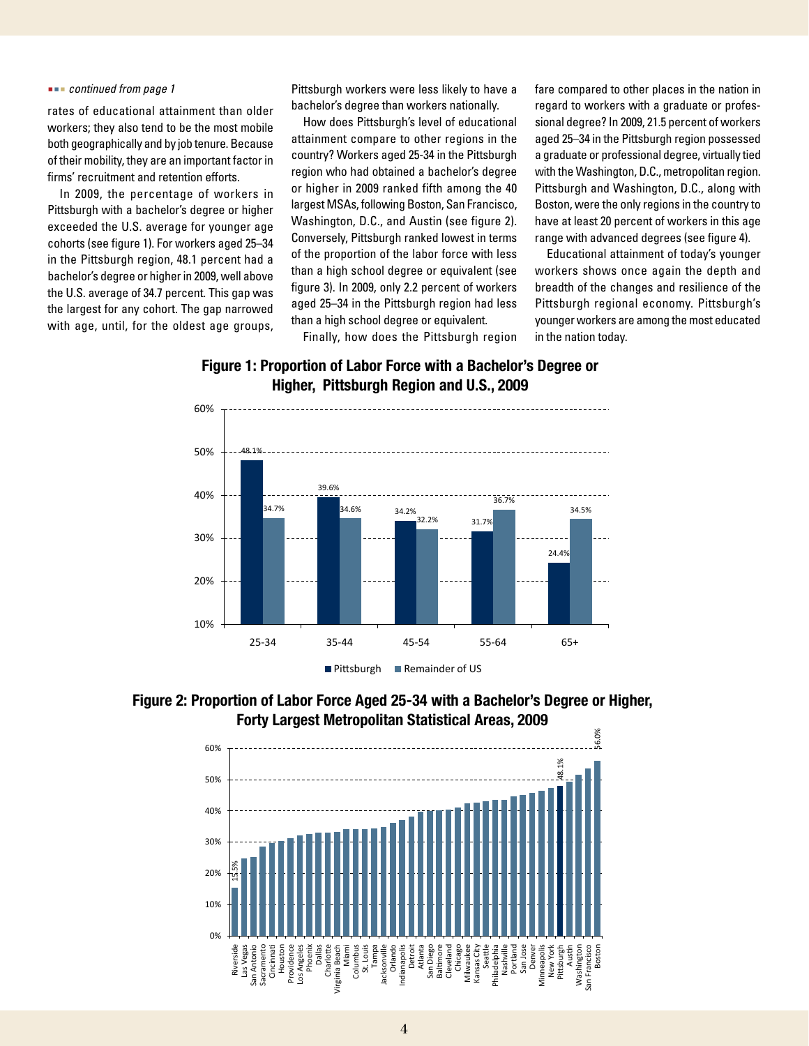*continued from page 1*

rates of educational attainment than older workers; they also tend to be the most mobile both geographically and by job tenure. Because of their mobility, they are an important factor in firms' recruitment and retention efforts.

In 2009, the percentage of workers in Pittsburgh with a bachelor's degree or higher exceeded the U.S. average for younger age cohorts (see figure 1). For workers aged 25–34 in the Pittsburgh region, 48.1 percent had a bachelor's degree or higher in 2009, well above the U.S. average of 34.7 percent. This gap was the largest for any cohort. The gap narrowed with age, until, for the oldest age groups, Pittsburgh workers were less likely to have a bachelor's degree than workers nationally.

How does Pittsburgh's level of educational attainment compare to other regions in the country? Workers aged 25-34 in the Pittsburgh region who had obtained a bachelor's degree or higher in 2009 ranked fifth among the 40 largest MSAs, following Boston, San Francisco, Washington, D.C., and Austin (see figure 2). Conversely, Pittsburgh ranked lowest in terms of the proportion of the labor force with less than a high school degree or equivalent (see figure 3). In 2009, only 2.2 percent of workers aged 25–34 in the Pittsburgh region had less than a high school degree or equivalent.

Finally, how does the Pittsburgh region fare compared to other places in the nation in regard to workers with a graduate or professional degree? In 2009, 21.5 percent of workers aged 25–34 in the Pittsburgh region possessed a graduate or professional degree, virtually tied with the Washington, D.C., metropolitan region. Pittsburgh and Washington, D.C., along with Boston, were the only regions in the country to have at least 20 percent of workers in this age range with advanced degrees (see figure 4).

Educational attainment of today's younger workers shows once again the depth and breadth of the changes and resilience of the Pittsburgh regional economy. Pittsburgh's younger workers are among the most educated in the nation today.

**Figure 1: Proportion of Labor Force with a Bachelor's Degree or Higher, Pittsburgh Region and U.S., 2009**

| Age | Pittsburgh | Remainder of US |
| --- | --- | --- |
| 25-34 | 48.1% | 34.7% |
| 35-44 | 39.6% | 34.6% |
| 45-54 | 34.2% | 32.2% |
| 55-64 | 31.7% | 36.7% |
| 65+ | 24.4% | 34.5% |

**Figure 2: Proportion of Labor Force Aged 25-34 with a Bachelor's Degree or Higher, Forty Largest Metropolitan Statistical Areas, 2009**

Labeled values: Riverside 15.5%; Pittsburgh 48.1%; Boston 56.0%.

MSAs (lowest to highest): Riverside, Las Vegas, San Antonio, Sacramento, Cincinnati, Houston, Providence, Los Angeles, Phoenix, Dallas, Charlotte, Virginia Beach, Miami, Columbus, St. Louis, Tampa, Jacksonville, Orlando, Indianapolis, Detroit, Atlanta, San Diego, Baltimore, Cleveland, Chicago, Milwaukee, Kansas City, Seattle, Philadelphia, Nashville, Portland, San Jose, Denver, Minneapolis, New York, Pittsburgh, Austin, Washington, San Francisco, Boston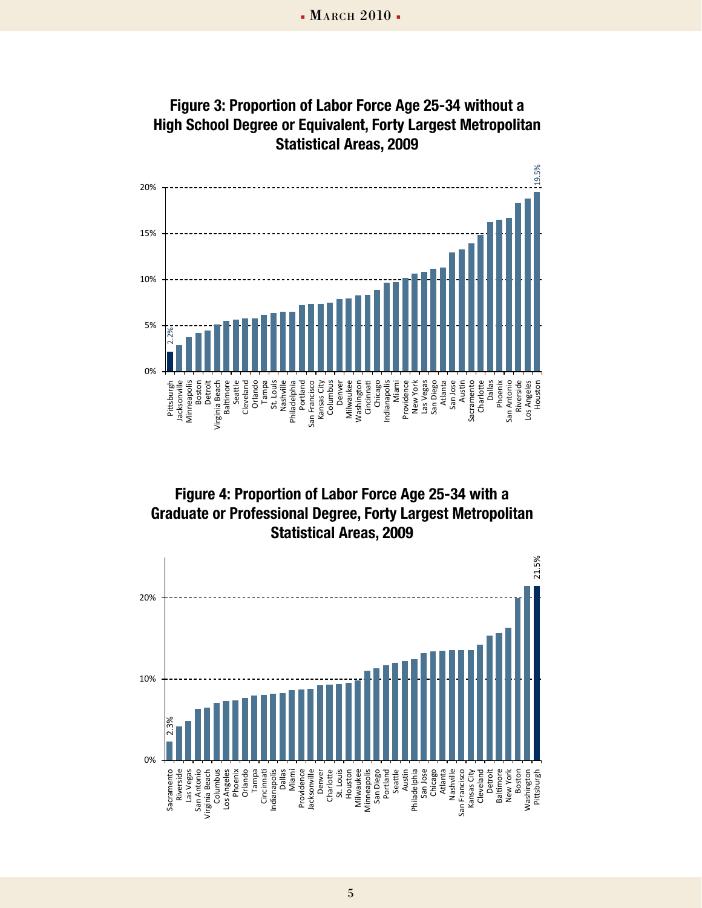**Figure 3: Proportion of Labor Force Age 25-34 without a High School Degree or Equivalent, Forty Largest Metropolitan Statistical Areas, 2009**

20%
15%
10%
5%
0%

2.2%
19.5%

Pittsburgh, Jacksonville, Minneapolis, Boston, Detroit, Virginia Beach, Baltimore, Seattle, Cleveland, Orlando, Tampa, St. Louis, Nashville, Philadelphia, Portland, San Francisco, Kansas City, Columbus, Denver, Milwaukee, Washington, Cincinnati, Chicago, Indianapolis, Miami, Providence, New York, Las Vegas, San Diego, Atlanta, San Jose, Austin, Sacramento, Charlotte, Dallas, Phoenix, San Antonio, Riverside, Los Angeles, Houston

**Figure 4: Proportion of Labor Force Age 25-34 with a Graduate or Professional Degree, Forty Largest Metropolitan Statistical Areas, 2009**

20%
10%
0%

2.3%
21.5%

Sacramento, Riverside, Las Vegas, San Antonio, Virginia Beach, Columbus, Los Angeles, Phoenix, Orlando, Tampa, Cincinnati, Indianapolis, Dallas, Miami, Providence, Jacksonville, Denver, Charlotte, St. Louis, Houston, Milwaukee, Minneapolis, San Diego, Portland, Seattle, Austin, Philadelphia, San Jose, Chicago, Atlanta, Nashville, San Francisco, Kansas City, Cleveland, Detroit, Baltimore, New York, Boston, Washington, Pittsburgh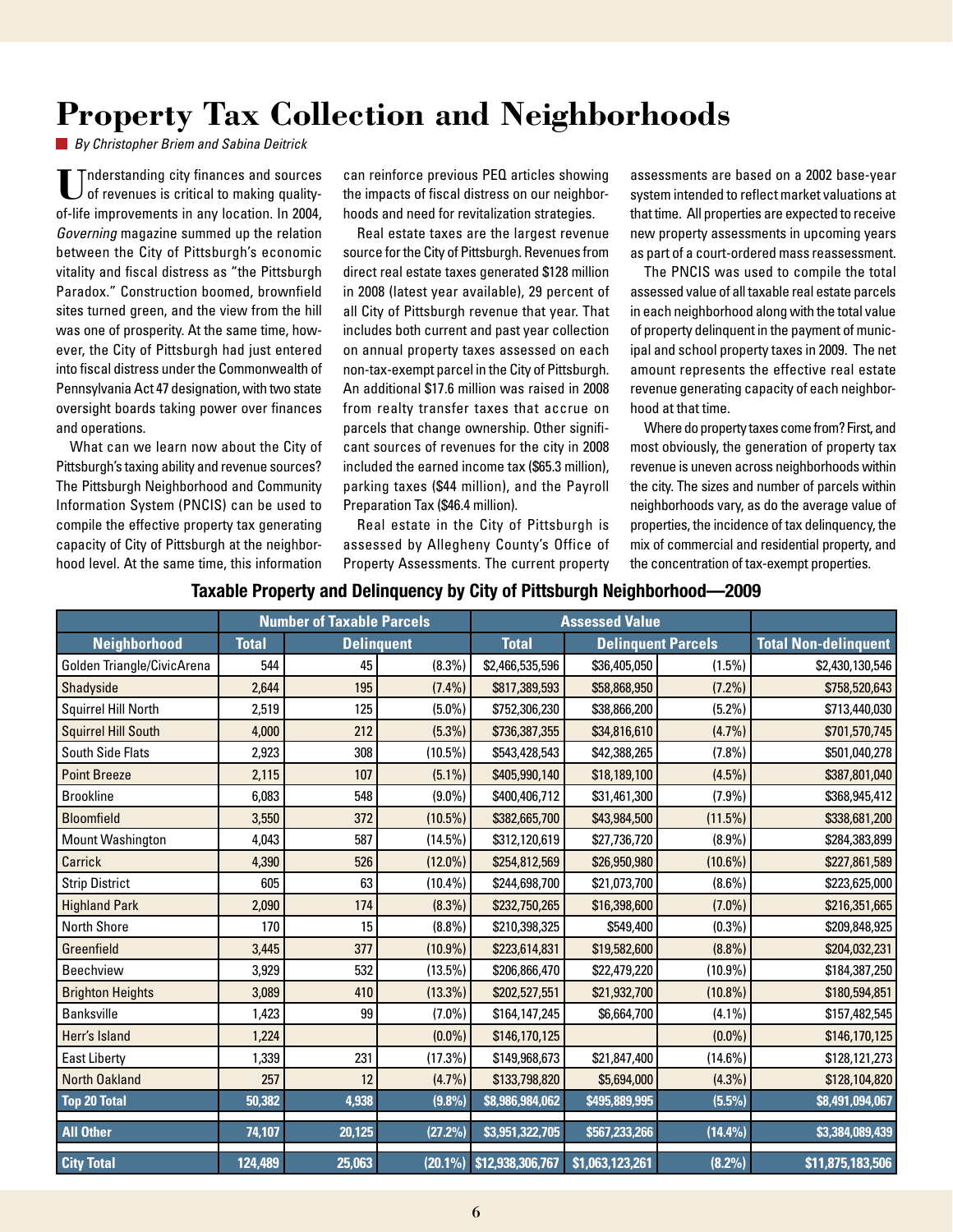# Property Tax Collection and Neighborhoods

*By Christopher Briem and Sabina Deitrick*

Understanding city finances and sources of revenues is critical to making quality-of-life improvements in any location. In 2004, *Governing* magazine summed up the relation between the City of Pittsburgh's economic vitality and fiscal distress as "the Pittsburgh Paradox." Construction boomed, brownfield sites turned green, and the view from the hill was one of prosperity. At the same time, however, the City of Pittsburgh had just entered into fiscal distress under the Commonwealth of Pennsylvania Act 47 designation, with two state oversight boards taking power over finances and operations.

What can we learn now about the City of Pittsburgh's taxing ability and revenue sources? The Pittsburgh Neighborhood and Community Information System (PNCIS) can be used to compile the effective property tax generating capacity of City of Pittsburgh at the neighborhood level. At the same time, this information can reinforce previous PEQ articles showing the impacts of fiscal distress on our neighborhoods and need for revitalization strategies.

Real estate taxes are the largest revenue source for the City of Pittsburgh. Revenues from direct real estate taxes generated $128 million in 2008 (latest year available), 29 percent of all City of Pittsburgh revenue that year. That includes both current and past year collection on annual property taxes assessed on each non-tax-exempt parcel in the City of Pittsburgh. An additional $17.6 million was raised in 2008 from realty transfer taxes that accrue on parcels that change ownership. Other significant sources of revenues for the city in 2008 included the earned income tax ($65.3 million), parking taxes ($44 million), and the Payroll Preparation Tax ($46.4 million).

Real estate in the City of Pittsburgh is assessed by Allegheny County's Office of Property Assessments. The current property assessments are based on a 2002 base-year system intended to reflect market valuations at that time. All properties are expected to receive new property assessments in upcoming years as part of a court-ordered mass reassessment.

The PNCIS was used to compile the total assessed value of all taxable real estate parcels in each neighborhood along with the total value of property delinquent in the payment of municipal and school property taxes in 2009. The net amount represents the effective real estate revenue generating capacity of each neighborhood at that time.

Where do property taxes come from? First, and most obviously, the generation of property tax revenue is uneven across neighborhoods within the city. The sizes and number of parcels within neighborhoods vary, as do the average value of properties, the incidence of tax delinquency, the mix of commercial and residential property, and the concentration of tax-exempt properties.

**Taxable Property and Delinquency by City of Pittsburgh Neighborhood—2009**

| | Number of Taxable Parcels | | | Assessed Value | | | |
|---|---|---|---|---|---|---|---|
| **Neighborhood** | **Total** | **Delinquent** | | **Total** | **Delinquent Parcels** | | **Total Non-delinquent** |
| Golden Triangle/CivicArena | 544 | 45 | (8.3%) | $2,466,535,596 | $36,405,050 | (1.5%) | $2,430,130,546 |
| Shadyside | 2,644 | 195 | (7.4%) | $817,389,593 | $58,868,950 | (7.2%) | $758,520,643 |
| Squirrel Hill North | 2,519 | 125 | (5.0%) | $752,306,230 | $38,866,200 | (5.2%) | $713,440,030 |
| Squirrel Hill South | 4,000 | 212 | (5.3%) | $736,387,355 | $34,816,610 | (4.7%) | $701,570,745 |
| South Side Flats | 2,923 | 308 | (10.5%) | $543,428,543 | $42,388,265 | (7.8%) | $501,040,278 |
| Point Breeze | 2,115 | 107 | (5.1%) | $405,990,140 | $18,189,100 | (4.5%) | $387,801,040 |
| Brookline | 6,083 | 548 | (9.0%) | $400,406,712 | $31,461,300 | (7.9%) | $368,945,412 |
| Bloomfield | 3,550 | 372 | (10.5%) | $382,665,700 | $43,984,500 | (11.5%) | $338,681,200 |
| Mount Washington | 4,043 | 587 | (14.5%) | $312,120,619 | $27,736,720 | (8.9%) | $284,383,899 |
| Carrick | 4,390 | 526 | (12.0%) | $254,812,569 | $26,950,980 | (10.6%) | $227,861,589 |
| Strip District | 605 | 63 | (10.4%) | $244,698,700 | $21,073,700 | (8.6%) | $223,625,000 |
| Highland Park | 2,090 | 174 | (8.3%) | $232,750,265 | $16,398,600 | (7.0%) | $216,351,665 |
| North Shore | 170 | 15 | (8.8%) | $210,398,325 | $549,400 | (0.3%) | $209,848,925 |
| Greenfield | 3,445 | 377 | (10.9%) | $223,614,831 | $19,582,600 | (8.8%) | $204,032,231 |
| Beechview | 3,929 | 532 | (13.5%) | $206,866,470 | $22,479,220 | (10.9%) | $184,387,250 |
| Brighton Heights | 3,089 | 410 | (13.3%) | $202,527,551 | $21,932,700 | (10.8%) | $180,594,851 |
| Banksville | 1,423 | 99 | (7.0%) | $164,147,245 | $6,664,700 | (4.1%) | $157,482,545 |
| Herr's Island | 1,224 | | (0.0%) | $146,170,125 | | (0.0%) | $146,170,125 |
| East Liberty | 1,339 | 231 | (17.3%) | $149,968,673 | $21,847,400 | (14.6%) | $128,121,273 |
| North Oakland | 257 | 12 | (4.7%) | $133,798,820 | $5,694,000 | (4.3%) | $128,104,820 |
| **Top 20 Total** | **50,382** | **4,938** | **(9.8%)** | **$8,986,984,062** | **$495,889,995** | **(5.5%)** | **$8,491,094,067** |
| **All Other** | **74,107** | **20,125** | **(27.2%)** | **$3,951,322,705** | **$567,233,266** | **(14.4%)** | **$3,384,089,439** |
| **City Total** | **124,489** | **25,063** | **(20.1%)** | **$12,938,306,767** | **$1,063,123,261** | **(8.2%)** | **$11,875,183,506** |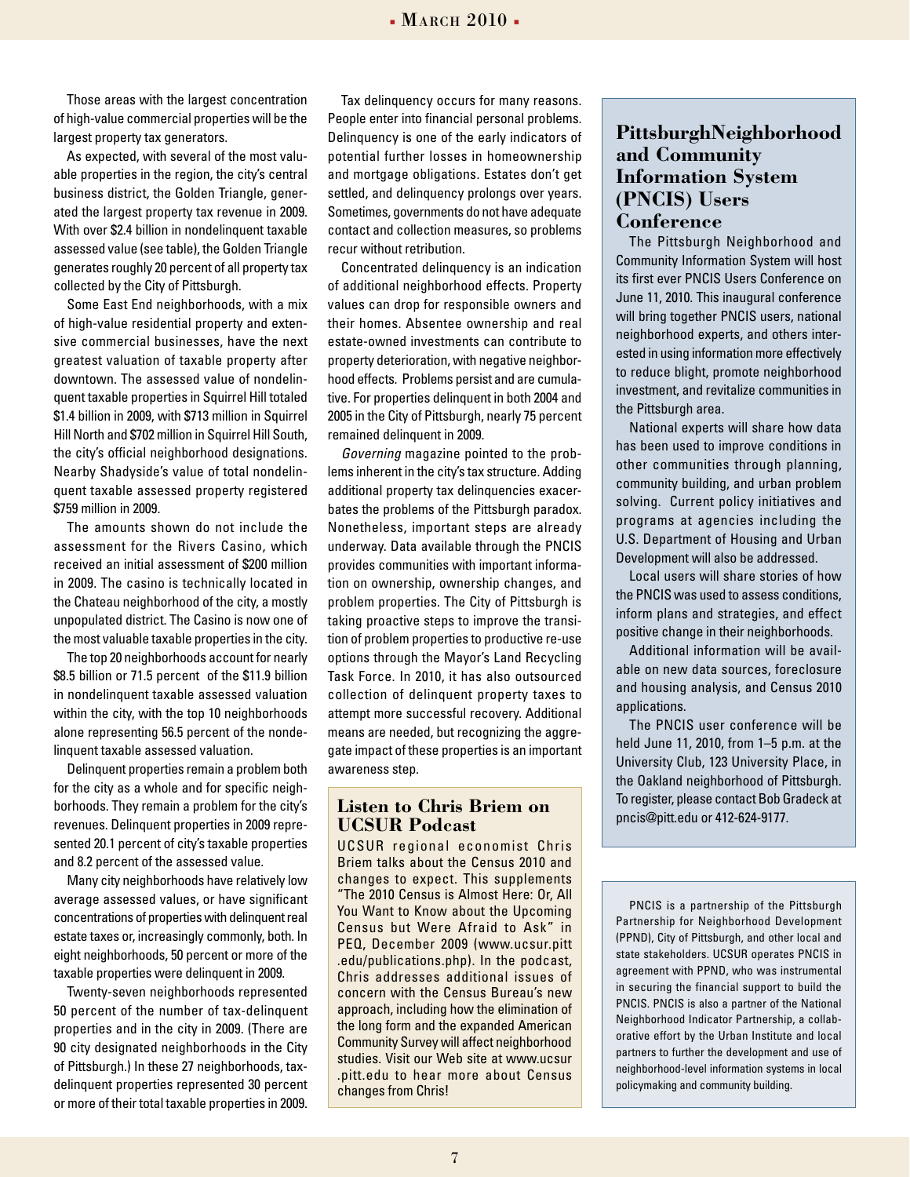Those areas with the largest concentration of high-value commercial properties will be the largest property tax generators.

As expected, with several of the most valuable properties in the region, the city's central business district, the Golden Triangle, generated the largest property tax revenue in 2009. With over $2.4 billion in nondelinquent taxable assessed value (see table), the Golden Triangle generates roughly 20 percent of all property tax collected by the City of Pittsburgh.

Some East End neighborhoods, with a mix of high-value residential property and extensive commercial businesses, have the next greatest valuation of taxable property after downtown. The assessed value of nondelinquent taxable properties in Squirrel Hill totaled $1.4 billion in 2009, with $713 million in Squirrel Hill North and $702 million in Squirrel Hill South, the city's official neighborhood designations. Nearby Shadyside's value of total nondelinquent taxable assessed property registered $759 million in 2009.

The amounts shown do not include the assessment for the Rivers Casino, which received an initial assessment of $200 million in 2009. The casino is technically located in the Chateau neighborhood of the city, a mostly unpopulated district. The Casino is now one of the most valuable taxable properties in the city.

The top 20 neighborhoods account for nearly $8.5 billion or 71.5 percent of the $11.9 billion in nondelinquent taxable assessed valuation within the city, with the top 10 neighborhoods alone representing 56.5 percent of the nondelinquent taxable assessed valuation.

Delinquent properties remain a problem both for the city as a whole and for specific neighborhoods. They remain a problem for the city's revenues. Delinquent properties in 2009 represented 20.1 percent of city's taxable properties and 8.2 percent of the assessed value.

Many city neighborhoods have relatively low average assessed values, or have significant concentrations of properties with delinquent real estate taxes or, increasingly commonly, both. In eight neighborhoods, 50 percent or more of the taxable properties were delinquent in 2009.

Twenty-seven neighborhoods represented 50 percent of the number of tax-delinquent properties and in the city in 2009. (There are 90 city designated neighborhoods in the City of Pittsburgh.) In these 27 neighborhoods, tax-delinquent properties represented 30 percent or more of their total taxable properties in 2009.

Tax delinquency occurs for many reasons. People enter into financial personal problems. Delinquency is one of the early indicators of potential further losses in homeownership and mortgage obligations. Estates don't get settled, and delinquency prolongs over years. Sometimes, governments do not have adequate contact and collection measures, so problems recur without retribution.

Concentrated delinquency is an indication of additional neighborhood effects. Property values can drop for responsible owners and their homes. Absentee ownership and real estate-owned investments can contribute to property deterioration, with negative neighborhood effects. Problems persist and are cumulative. For properties delinquent in both 2004 and 2005 in the City of Pittsburgh, nearly 75 percent remained delinquent in 2009.

*Governing* magazine pointed to the problems inherent in the city's tax structure. Adding additional property tax delinquencies exacerbates the problems of the Pittsburgh paradox. Nonetheless, important steps are already underway. Data available through the PNCIS provides communities with important information on ownership, ownership changes, and problem properties. The City of Pittsburgh is taking proactive steps to improve the transition of problem properties to productive re-use options through the Mayor's Land Recycling Task Force. In 2010, it has also outsourced collection of delinquent property taxes to attempt more successful recovery. Additional means are needed, but recognizing the aggregate impact of these properties is an important awareness step.

## Listen to Chris Briem on UCSUR Podcast

UCSUR regional economist Chris Briem talks about the Census 2010 and changes to expect. This supplements "The 2010 Census is Almost Here: Or, All You Want to Know about the Upcoming Census but Were Afraid to Ask" in PEQ, December 2009 (www.ucsur.pitt.edu/publications.php). In the podcast, Chris addresses additional issues of concern with the Census Bureau's new approach, including how the elimination of the long form and the expanded American Community Survey will affect neighborhood studies. Visit our Web site at www.ucsur.pitt.edu to hear more about Census changes from Chris!

## PittsburghNeighborhood and Community Information System (PNCIS) Users Conference

The Pittsburgh Neighborhood and Community Information System will host its first ever PNCIS Users Conference on June 11, 2010. This inaugural conference will bring together PNCIS users, national neighborhood experts, and others interested in using information more effectively to reduce blight, promote neighborhood investment, and revitalize communities in the Pittsburgh area.

National experts will share how data has been used to improve conditions in other communities through planning, community building, and urban problem solving. Current policy initiatives and programs at agencies including the U.S. Department of Housing and Urban Development will also be addressed.

Local users will share stories of how the PNCIS was used to assess conditions, inform plans and strategies, and effect positive change in their neighborhoods.

Additional information will be available on new data sources, foreclosure and housing analysis, and Census 2010 applications.

The PNCIS user conference will be held June 11, 2010, from 1–5 p.m. at the University Club, 123 University Place, in the Oakland neighborhood of Pittsburgh. To register, please contact Bob Gradeck at pncis@pitt.edu or 412-624-9177.

PNCIS is a partnership of the Pittsburgh Partnership for Neighborhood Development (PPND), City of Pittsburgh, and other local and state stakeholders. UCSUR operates PNCIS in agreement with PPND, who was instrumental in securing the financial support to build the PNCIS. PNCIS is also a partner of the National Neighborhood Indicator Partnership, a collaborative effort by the Urban Institute and local partners to further the development and use of neighborhood-level information systems in local policymaking and community building.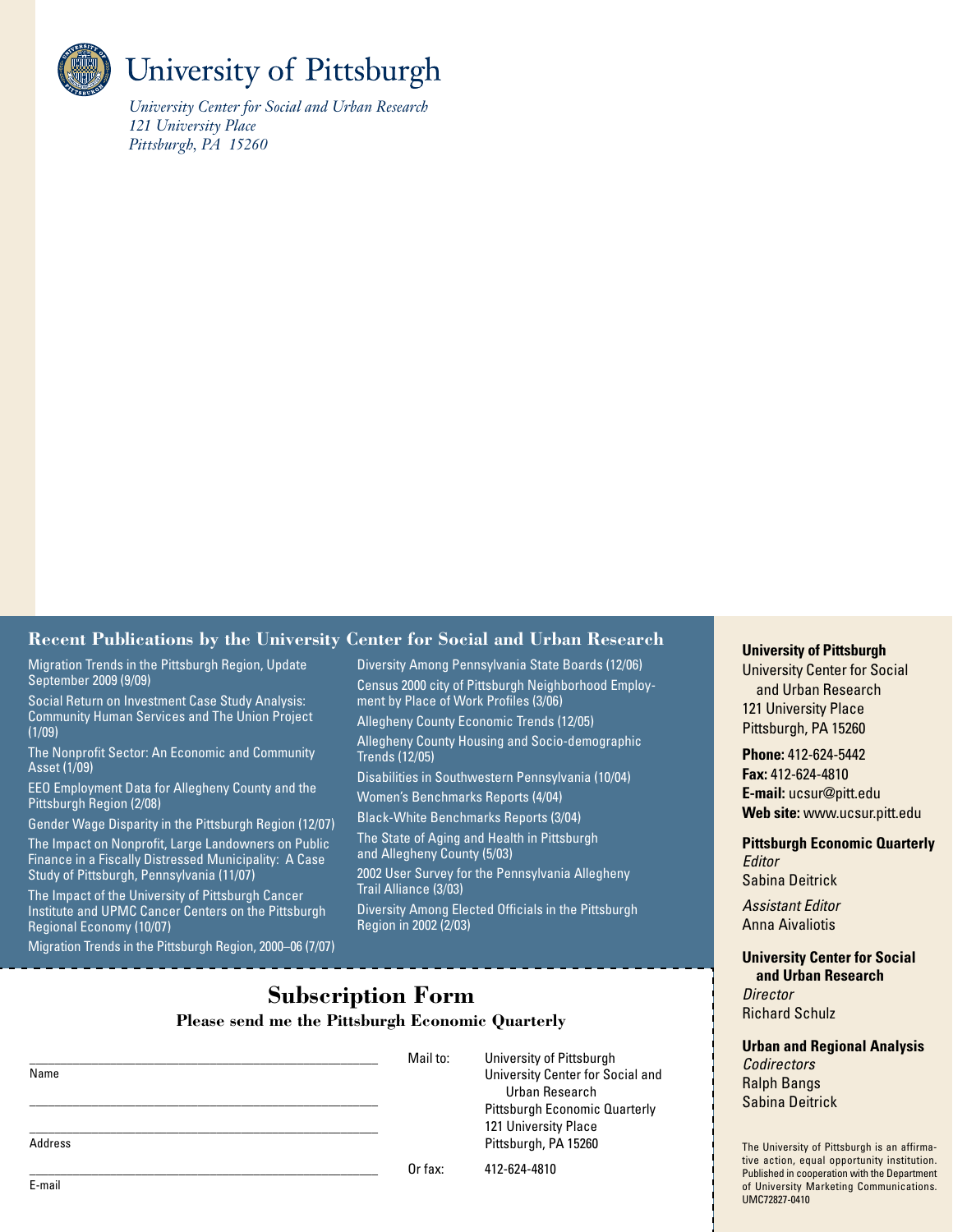University of Pittsburgh

*University Center for Social and Urban Research*
*121 University Place*
*Pittsburgh, PA 15260*

## Recent Publications by the University Center for Social and Urban Research

- Migration Trends in the Pittsburgh Region, Update September 2009 (9/09)
- Social Return on Investment Case Study Analysis: Community Human Services and The Union Project (1/09)
- The Nonprofit Sector: An Economic and Community Asset (1/09)
- EEO Employment Data for Allegheny County and the Pittsburgh Region (2/08)
- Gender Wage Disparity in the Pittsburgh Region (12/07)
- The Impact on Nonprofit, Large Landowners on Public Finance in a Fiscally Distressed Municipality: A Case Study of Pittsburgh, Pennsylvania (11/07)
- The Impact of the University of Pittsburgh Cancer Institute and UPMC Cancer Centers on the Pittsburgh Regional Economy (10/07)
- Migration Trends in the Pittsburgh Region, 2000–06 (7/07)
- Diversity Among Pennsylvania State Boards (12/06)
- Census 2000 city of Pittsburgh Neighborhood Employment by Place of Work Profiles (3/06)
- Allegheny County Economic Trends (12/05)
- Allegheny County Housing and Socio-demographic Trends (12/05)
- Disabilities in Southwestern Pennsylvania (10/04)
- Women's Benchmarks Reports (4/04)
- Black-White Benchmarks Reports (3/04)
- The State of Aging and Health in Pittsburgh and Allegheny County (5/03)
- 2002 User Survey for the Pennsylvania Allegheny Trail Alliance (3/03)
- Diversity Among Elected Officials in the Pittsburgh Region in 2002 (2/03)

## Subscription Form

**Please send me the Pittsburgh Economic Quarterly**

\_\_\_\_\_\_\_\_\_\_\_\_\_\_\_\_\_\_\_\_\_\_\_\_\_\_\_\_\_\_\_\_\_\_\_\_\_\_\_\_
Name

\_\_\_\_\_\_\_\_\_\_\_\_\_\_\_\_\_\_\_\_\_\_\_\_\_\_\_\_\_\_\_\_\_\_\_\_\_\_\_\_

\_\_\_\_\_\_\_\_\_\_\_\_\_\_\_\_\_\_\_\_\_\_\_\_\_\_\_\_\_\_\_\_\_\_\_\_\_\_\_\_
Address

\_\_\_\_\_\_\_\_\_\_\_\_\_\_\_\_\_\_\_\_\_\_\_\_\_\_\_\_\_\_\_\_\_\_\_\_\_\_\_\_
E-mail

Mail to: University of Pittsburgh
University Center for Social and Urban Research
Pittsburgh Economic Quarterly
121 University Place
Pittsburgh, PA 15260

Or fax: 412-624-4810

**University of Pittsburgh**
University Center for Social and Urban Research
121 University Place
Pittsburgh, PA 15260

**Phone:** 412-624-5442
**Fax:** 412-624-4810
**E-mail:** ucsur@pitt.edu
**Web site:** www.ucsur.pitt.edu

**Pittsburgh Economic Quarterly**
*Editor*
Sabina Deitrick

*Assistant Editor*
Anna Aivaliotis

**University Center for Social and Urban Research**
*Director*
Richard Schulz

**Urban and Regional Analysis**
*Codirectors*
Ralph Bangs
Sabina Deitrick

The University of Pittsburgh is an affirmative action, equal opportunity institution. Published in cooperation with the Department of University Marketing Communications. UMC72827-0410